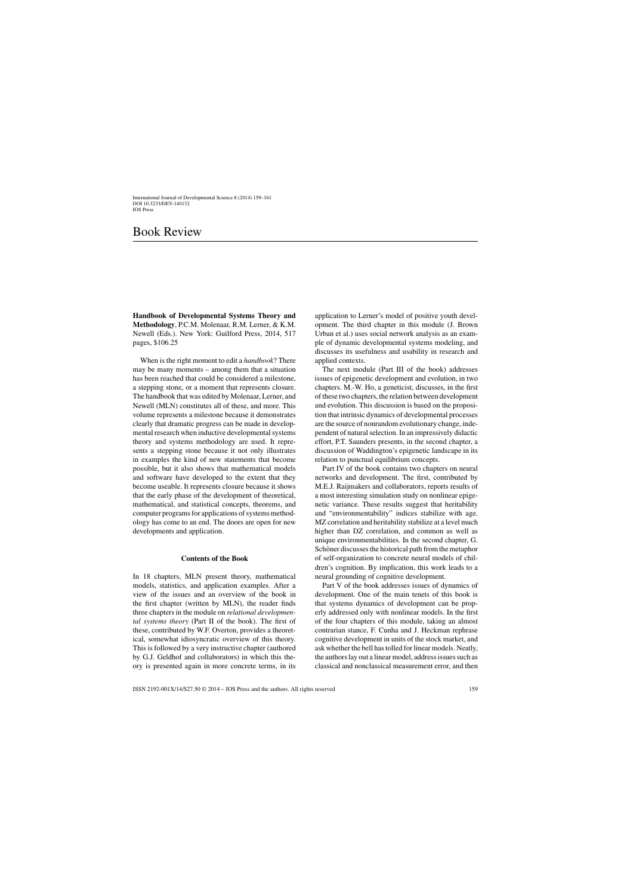# Book Review

**Handbook of Developmental Systems Theory and Methodology**, P.C.M. Molenaar, R.M. Lerner, & K.M. Newell (Eds.). New York: Guilford Press, 2014, 517 pages, $106.25

When is the right moment to edit a *handbook*? There may be many moments – among them that a situation has been reached that could be considered a milestone, a stepping stone, or a moment that represents closure. The handbook that was edited by Molenaar, Lerner, and Newell (MLN) constitutes all of these, and more. This volume represents a milestone because it demonstrates clearly that dramatic progress can be made in developmental research when inductive developmental systems theory and systems methodology are used. It represents a stepping stone because it not only illustrates in examples the kind of new statements that become possible, but it also shows that mathematical models and software have developed to the extent that they become useable. It represents closure because it shows that the early phase of the development of theoretical, mathematical, and statistical concepts, theorems, and computer programs for applications of systems methodology has come to an end. The doors are open for new developments and application.

### Contents of the Book

In 18 chapters, MLN present theory, mathematical models, statistics, and application examples. After a view of the issues and an overview of the book in the first chapter (written by MLN), the reader finds three chapters in the module on *relational developmental systems theory* (Part II of the book). The first of these, contributed by W.F. Overton, provides a theoretical, somewhat idiosyncratic overview of this theory. This is followed by a very instructive chapter (authored by G.J. Geldhof and collaborators) in which this theory is presented again in more concrete terms, in its application to Lerner's model of positive youth development. The third chapter in this module (J. Brown Urban et al.) uses social network analysis as an example of dynamic developmental systems modeling, and discusses its usefulness and usability in research and applied contexts.

The next module (Part III of the book) addresses issues of epigenetic development and evolution, in two chapters. M.-W. Ho, a geneticist, discusses, in the first of these two chapters, the relation between development and evolution. This discussion is based on the proposition that intrinsic dynamics of developmental processes are the source of nonrandom evolutionary change, independent of natural selection. In an impressively didactic effort, P.T. Saunders presents, in the second chapter, a discussion of Waddington's epigenetic landscape in its relation to punctual equilibrium concepts.

Part IV of the book contains two chapters on neural networks and development. The first, contributed by M.E.J. Raijmakers and collaborators, reports results of a most interesting simulation study on nonlinear epigenetic variance. These results suggest that heritability and "environmentability" indices stabilize with age. MZ correlation and heritability stabilize at a level much higher than DZ correlation, and common as well as unique environmentabilities. In the second chapter, G. Schöner discusses the historical path from the metaphor of self-organization to concrete neural models of children's cognition. By implication, this work leads to a neural grounding of cognitive development.

Part V of the book addresses issues of dynamics of development. One of the main tenets of this book is that systems dynamics of development can be properly addressed only with nonlinear models. In the first of the four chapters of this module, taking an almost contrarian stance, F. Cunha and J. Heckman rephrase cognitive development in units of the stock market, and ask whether the bell has tolled for linear models. Neatly, the authors lay out a linear model, address issues such as classical and nonclassical measurement error, and then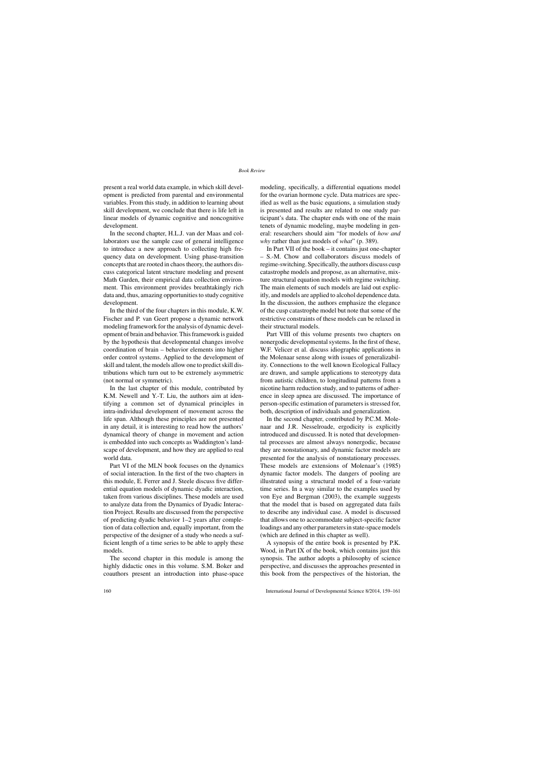present a real world data example, in which skill development is predicted from parental and environmental variables. From this study, in addition to learning about skill development, we conclude that there is life left in linear models of dynamic cognitive and noncognitive development.

In the second chapter, H.L.J. van der Maas and collaborators use the sample case of general intelligence to introduce a new approach to collecting high frequency data on development. Using phase-transition concepts that are rooted in chaos theory, the authors discuss categorical latent structure modeling and present Math Garden, their empirical data collection environment. This environment provides breathtakingly rich data and, thus, amazing opportunities to study cognitive development.

In the third of the four chapters in this module, K.W. Fischer and P. van Geert propose a dynamic network modeling framework for the analysis of dynamic development of brain and behavior. This framework is guided by the hypothesis that developmental changes involve coordination of brain – behavior elements into higher order control systems. Applied to the development of skill and talent, the models allow one to predict skill distributions which turn out to be extremely asymmetric (not normal or symmetric).

In the last chapter of this module, contributed by K.M. Newell and Y.-T. Liu, the authors aim at identifying a common set of dynamical principles in intra-individual development of movement across the life span. Although these principles are not presented in any detail, it is interesting to read how the authors' dynamical theory of change in movement and action is embedded into such concepts as Waddington's landscape of development, and how they are applied to real world data.

Part VI of the MLN book focuses on the dynamics of social interaction. In the first of the two chapters in this module, E. Ferrer and J. Steele discuss five differential equation models of dynamic dyadic interaction, taken from various disciplines. These models are used to analyze data from the Dynamics of Dyadic Interaction Project. Results are discussed from the perspective of predicting dyadic behavior 1–2 years after completion of data collection and, equally important, from the perspective of the designer of a study who needs a sufficient length of a time series to be able to apply these models.

The second chapter in this module is among the highly didactic ones in this volume. S.M. Boker and coauthors present an introduction into phase-space modeling, specifically, a differential equations model for the ovarian hormone cycle. Data matrices are specified as well as the basic equations, a simulation study is presented and results are related to one study participant's data. The chapter ends with one of the main tenets of dynamic modeling, maybe modeling in general: researchers should aim "for models of *how and why* rather than just models of *what*" (p. 389).

In Part VII of the book – it contains just one-chapter – S.-M. Chow and collaborators discuss models of regime-switching. Specifically, the authors discuss cusp catastrophe models and propose, as an alternative, mixture structural equation models with regime switching. The main elements of such models are laid out explicitly, and models are applied to alcohol dependence data. In the discussion, the authors emphasize the elegance of the cusp catastrophe model but note that some of the restrictive constraints of these models can be relaxed in their structural models.

Part VIII of this volume presents two chapters on nonergodic developmental systems. In the first of these, W.F. Velicer et al. discuss idiographic applications in the Molenaar sense along with issues of generalizability. Connections to the well known Ecological Fallacy are drawn, and sample applications to stereotypy data from autistic children, to longitudinal patterns from a nicotine harm reduction study, and to patterns of adherence in sleep apnea are discussed. The importance of person-specific estimation of parameters is stressed for, both, description of individuals and generalization.

In the second chapter, contributed by P.C.M. Molenaar and J.R. Nesselroade, ergodicity is explicitly introduced and discussed. It is noted that developmental processes are almost always nonergodic, because they are nonstationary, and dynamic factor models are presented for the analysis of nonstationary processes. These models are extensions of Molenaar's (1985) dynamic factor models. The dangers of pooling are illustrated using a structural model of a four-variate time series. In a way similar to the examples used by von Eye and Bergman (2003), the example suggests that the model that is based on aggregated data fails to describe any individual case. A model is discussed that allows one to accommodate subject-specific factor loadings and any other parameters in state-space models (which are defined in this chapter as well).

A synopsis of the entire book is presented by P.K. Wood, in Part IX of the book, which contains just this synopsis. The author adopts a philosophy of science perspective, and discusses the approaches presented in this book from the perspectives of the historian, the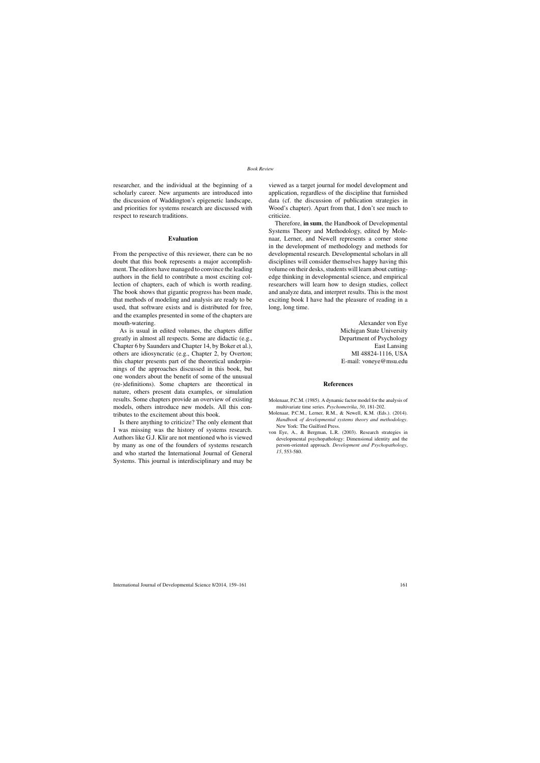researcher, and the individual at the beginning of a scholarly career. New arguments are introduced into the discussion of Waddington's epigenetic landscape, and priorities for systems research are discussed with respect to research traditions.

## Evaluation

From the perspective of this reviewer, there can be no doubt that this book represents a major accomplishment. The editors have managed to convince the leading authors in the field to contribute a most exciting collection of chapters, each of which is worth reading. The book shows that gigantic progress has been made, that methods of modeling and analysis are ready to be used, that software exists and is distributed for free, and the examples presented in some of the chapters are mouth-watering.

As is usual in edited volumes, the chapters differ greatly in almost all respects. Some are didactic (e.g., Chapter 6 by Saunders and Chapter 14, by Boker et al.), others are idiosyncratic (e.g., Chapter 2, by Overton; this chapter presents part of the theoretical underpinnings of the approaches discussed in this book, but one wonders about the benefit of some of the unusual (re-)definitions). Some chapters are theoretical in nature, others present data examples, or simulation results. Some chapters provide an overview of existing models, others introduce new models. All this contributes to the excitement about this book.

Is there anything to criticize? The only element that I was missing was the history of systems research. Authors like G.J. Klir are not mentioned who is viewed by many as one of the founders of systems research and who started the International Journal of General Systems. This journal is interdisciplinary and may be viewed as a target journal for model development and application, regardless of the discipline that furnished data (cf. the discussion of publication strategies in Wood's chapter). Apart from that, I don't see much to criticize.

Therefore, **in sum**, the Handbook of Developmental Systems Theory and Methodology, edited by Molenaar, Lerner, and Newell represents a corner stone in the development of methodology and methods for developmental research. Developmental scholars in all disciplines will consider themselves happy having this volume on their desks, students will learn about cutting-edge thinking in developmental science, and empirical researchers will learn how to design studies, collect and analyze data, and interpret results. This is the most exciting book I have had the pleasure of reading in a long, long time.

Alexander von Eye
Michigan State University
Department of Psychology
East Lansing
MI 48824-1116, USA
E-mail: voneye@msu.edu

## References

Molenaar, P.C.M. (1985). A dynamic factor model for the analysis of multivariate time series. *Psychometrika*, *50*, 181-202.

Molenaar, P.C.M., Lerner, R.M., & Newell, K.M. (Eds.). (2014). *Handbook of developmental systems theory and methodology*. New York: The Guilford Press.

von Eye, A., & Bergman, L.R. (2003). Research strategies in developmental psychopathology: Dimensional identity and the person-oriented approach. *Development and Psychopathology*, *15*, 553-580.